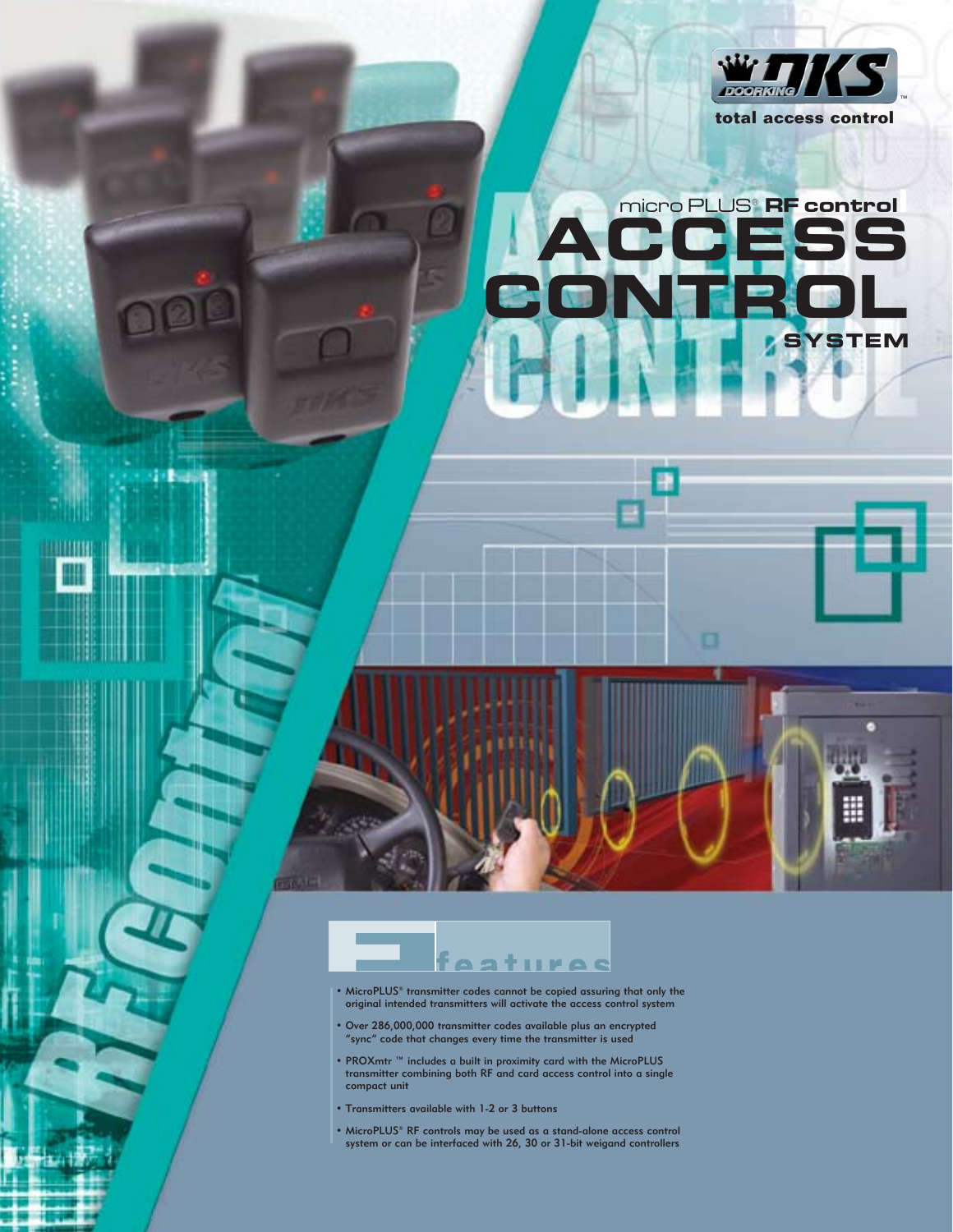DOORKING DKS™

total access control

micro PLUS® **RF control**

# ACCESS CONTROL SYSTEM

## features

- MicroPLUS® transmitter codes cannot be copied assuring that only the original intended transmitters will activate the access control system
- Over 286,000,000 transmitter codes available plus an encrypted "sync" code that changes every time the transmitter is used
- PROXmtr ™ includes a built in proximity card with the MicroPLUS transmitter combining both RF and card access control into a single compact unit
- Transmitters available with 1-2 or 3 buttons
- MicroPLUS® RF controls may be used as a stand-alone access control system or can be interfaced with 26, 30 or 31-bit weigand controllers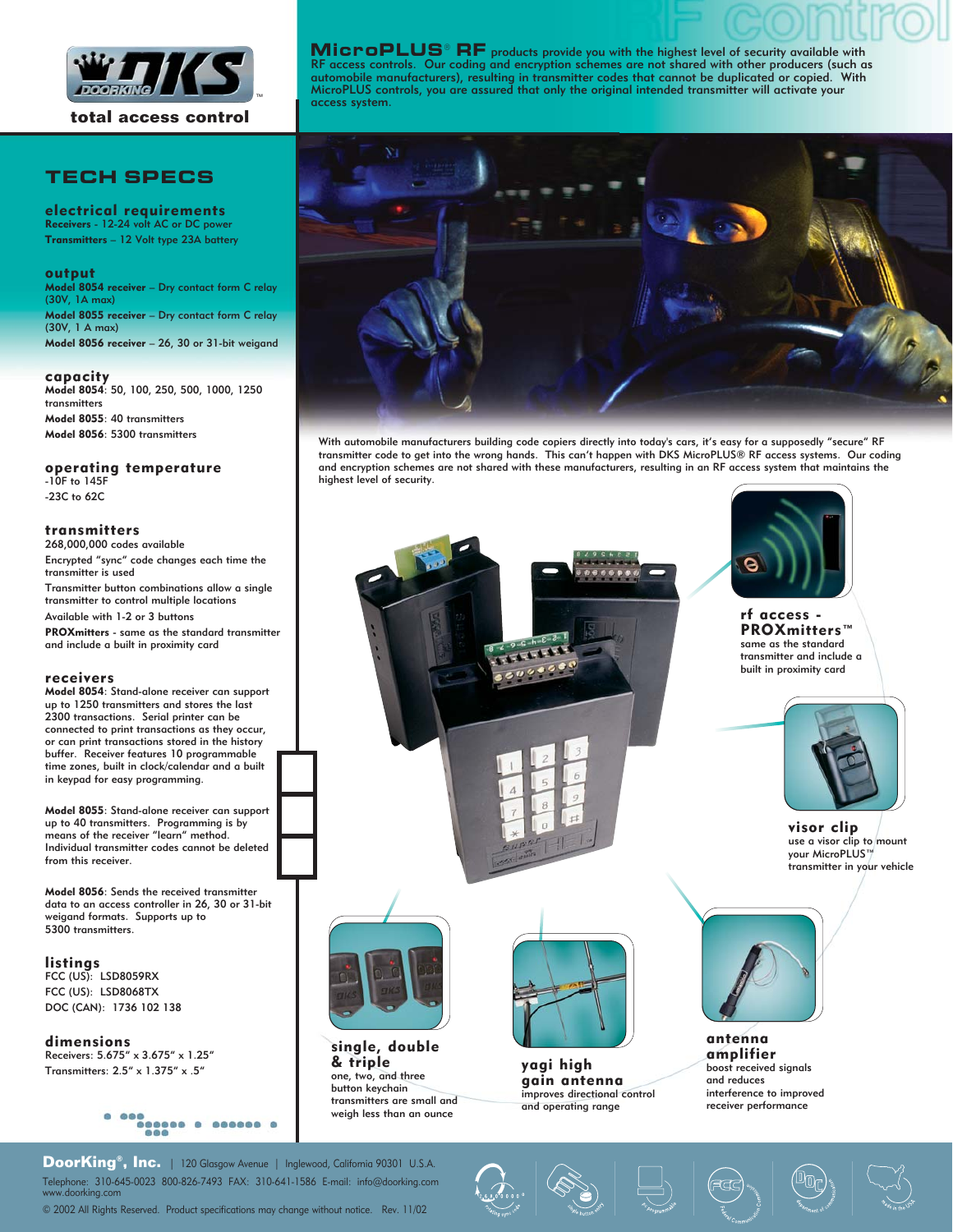DKS DOORKING

total access control

**MicroPLUS® RF** products provide you with the highest level of security available with RF access controls. Our coding and encryption schemes are not shared with other producers (such as automobile manufacturers), resulting in transmitter codes that cannot be duplicated or copied. With MicroPLUS controls, you are assured that only the original intended transmitter will activate your access system.

# TECH SPECS

## electrical requirements

**Receivers** - 12-24 volt AC or DC power

**Transmitters** – 12 Volt type 23A battery

## output

**Model 8054 receiver** – Dry contact form C relay (30V, 1A max)

**Model 8055 receiver** – Dry contact form C relay (30V, 1 A max)

**Model 8056 receiver** – 26, 30 or 31-bit weigand

## capacity

**Model 8054**: 50, 100, 250, 500, 1000, 1250 transmitters

**Model 8055**: 40 transmitters

**Model 8056**: 5300 transmitters

## operating temperature

-10F to 145F

-23C to 62C

## transmitters

268,000,000 codes available

Encrypted "sync" code changes each time the transmitter is used

Transmitter button combinations allow a single transmitter to control multiple locations

Available with 1-2 or 3 buttons

**PROXmitters** - same as the standard transmitter and include a built in proximity card

## receivers

**Model 8054**: Stand-alone receiver can support up to 1250 transmitters and stores the last 2300 transactions. Serial printer can be connected to print transactions as they occur, or can print transactions stored in the history buffer. Receiver features 10 programmable time zones, built in clock/calendar and a built in keypad for easy programming.

**Model 8055**: Stand-alone receiver can support up to 40 transmitters. Programming is by means of the receiver "learn" method. Individual transmitter codes cannot be deleted from this receiver.

**Model 8056**: Sends the received transmitter data to an access controller in 26, 30 or 31-bit weigand formats. Supports up to 5300 transmitters.

## listings

FCC (US): LSD8059RX

FCC (US): LSD8068TX

DOC (CAN): 1736 102 138

## dimensions

Receivers: 5.675" x 3.675" x 1.25"

Transmitters: 2.5" x 1.375" x .5"

With automobile manufacturers building code copiers directly into today's cars, it's easy for a supposedly "secure" RF transmitter code to get into the wrong hands. This can't happen with DKS MicroPLUS® RF access systems. Our coding and encryption schemes are not shared with these manufacturers, resulting in an RF access system that maintains the highest level of security.

**rf access - PROXmitters™**
same as the standard transmitter and include a built in proximity card

**visor clip**
use a visor clip to mount your MicroPLUS™ transmitter in your vehicle

**single, double & triple**
one, two, and three button keychain transmitters are small and weigh less than an ounce

**yagi high gain antenna**
improves directional control and operating range

**antenna amplifier**
boost received signals and reduces interference to improved receiver performance

**DoorKing®, Inc.** | 120 Glasgow Avenue | Inglewood, California 90301 U.S.A.

Telephone: 310-645-0023 800-826-7493 FAX: 310-641-1586 E-mail: info@doorking.com

www.doorking.com

© 2002 All Rights Reserved. Product specifications may change without notice. Rev. 11/02